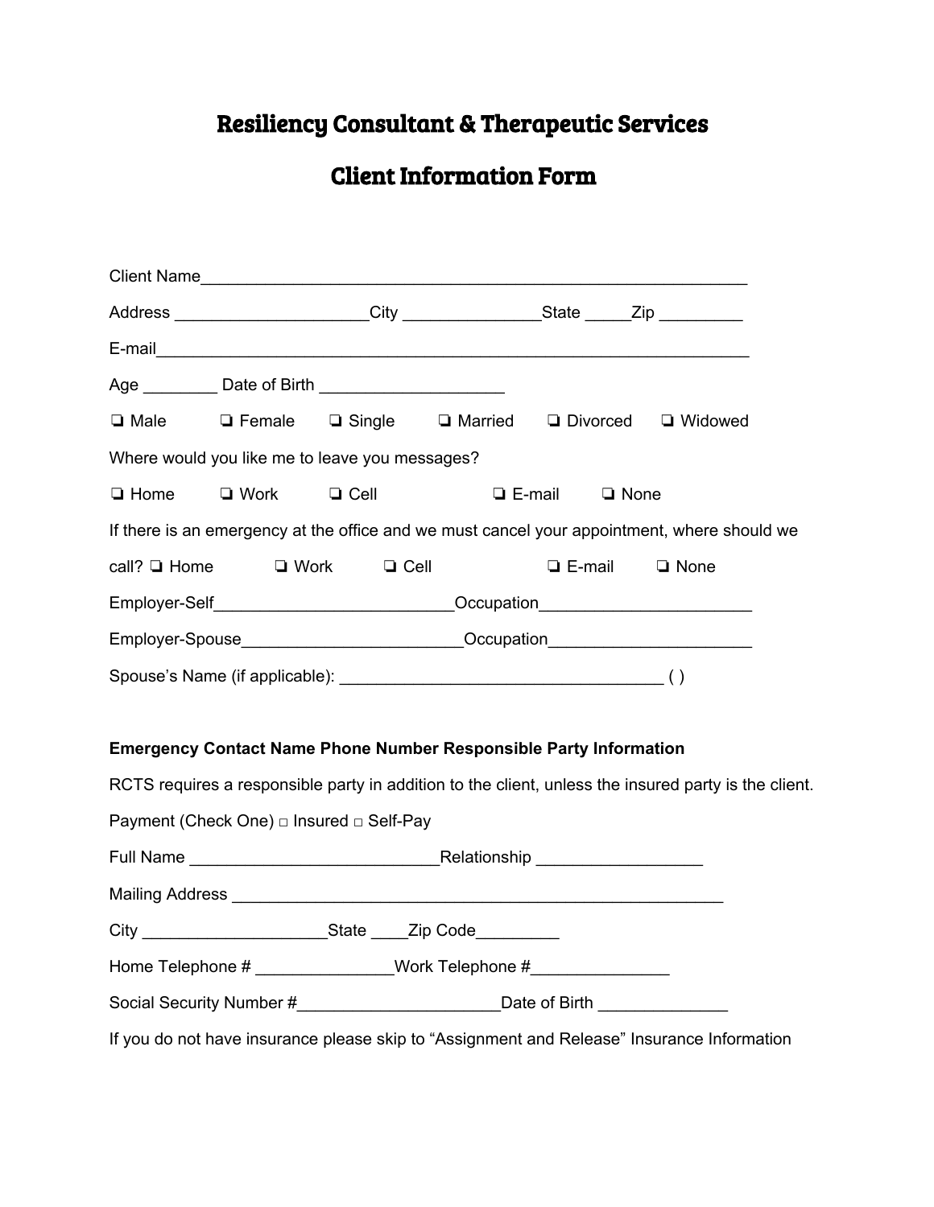# Resiliency Consultant & Therapeutic Services

# Client Information Form

Client Name_______________________________________________________________

Address ______________________City ________________State _____Zip _________

E-mail___________________________________________________________________

Age ________ Date of Birth ____________________

❏ Male ❏ Female ❏ Single ❏ Married ❏ Divorced ❏ Widowed

Where would you like me to leave you messages?

❏ Home ❏ Work ❏ Cell ❏ E-mail ❏ None

If there is an emergency at the office and we must cancel your appointment, where should we call? ❏ Home ❏ Work ❏ Cell ❏ E-mail ❏ None

Employer-Self__________________________Occupation_______________________

Employer-Spouse________________________Occupation______________________

Spouse's Name (if applicable): ____________________________________ ( )

**Emergency Contact Name Phone Number Responsible Party Information**

RCTS requires a responsible party in addition to the client, unless the insured party is the client.

Payment (Check One) □ Insured □ Self-Pay

Full Name ____________________________Relationship __________________

Mailing Address _______________________________________________________

City ____________________State ____Zip Code_________

Home Telephone # _______________Work Telephone #_______________

Social Security Number #______________________Date of Birth ______________

If you do not have insurance please skip to "Assignment and Release" Insurance Information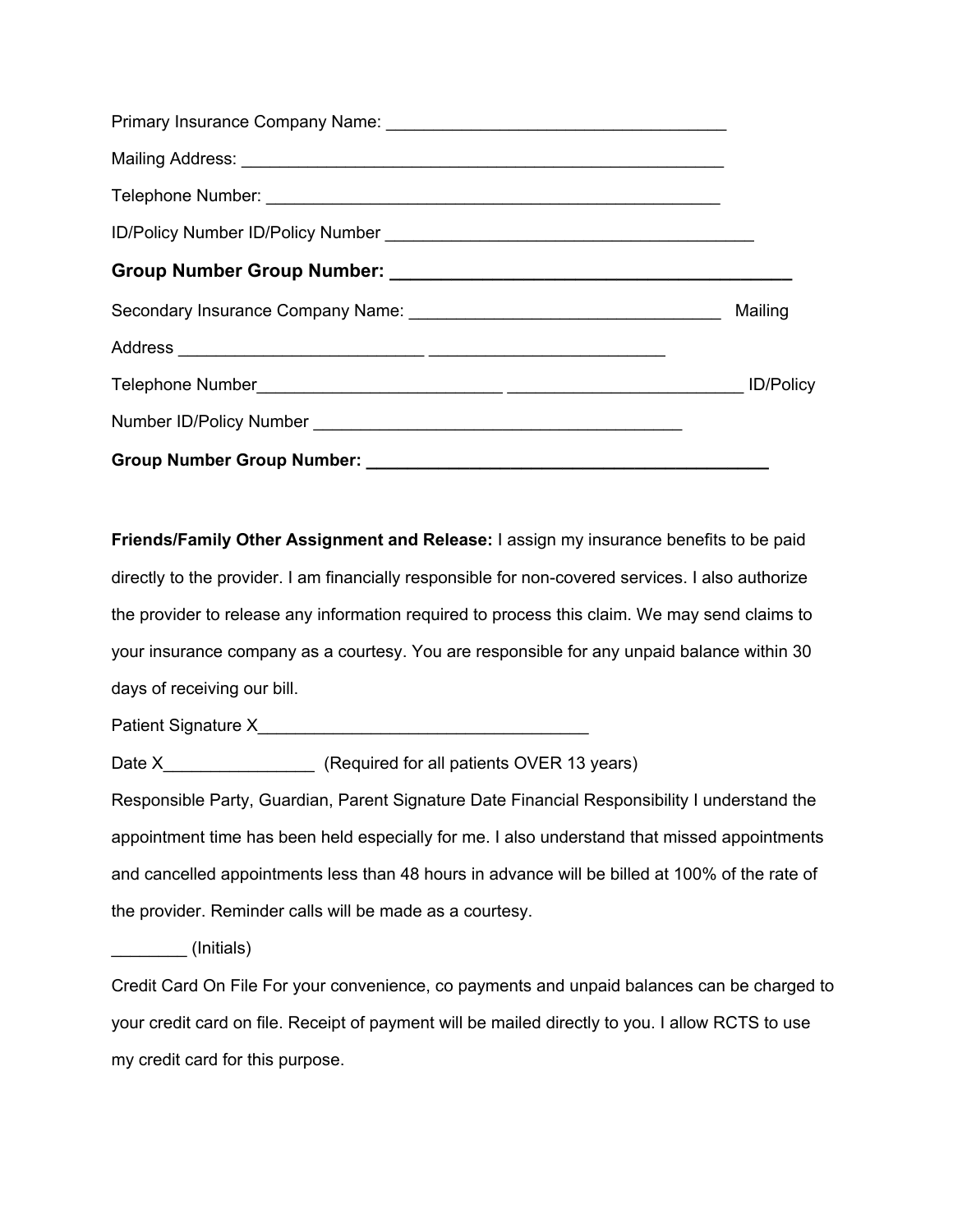Primary Insurance Company Name: ___________________________________

Mailing Address: __________________________________________________

Telephone Number: ______________________________________________

ID/Policy Number ID/Policy Number ______________________________________

**Group Number Group Number: ________________________________________**

Secondary Insurance Company Name: ________________________________ Mailing Address ________________________ _______________________

Telephone Number_________________________ _______________________ ID/Policy Number ID/Policy Number ______________________________________

**Group Number Group Number: __________________________________________**

**Friends/Family Other Assignment and Release:** I assign my insurance benefits to be paid directly to the provider. I am financially responsible for non-covered services. I also authorize the provider to release any information required to process this claim. We may send claims to your insurance company as a courtesy. You are responsible for any unpaid balance within 30 days of receiving our bill.

Patient Signature X__________________________________

Date X_______________ (Required for all patients OVER 13 years)

Responsible Party, Guardian, Parent Signature Date Financial Responsibility I understand the appointment time has been held especially for me. I also understand that missed appointments and cancelled appointments less than 48 hours in advance will be billed at 100% of the rate of the provider. Reminder calls will be made as a courtesy.

________ (Initials)

Credit Card On File For your convenience, co payments and unpaid balances can be charged to your credit card on file. Receipt of payment will be mailed directly to you. I allow RCTS to use my credit card for this purpose.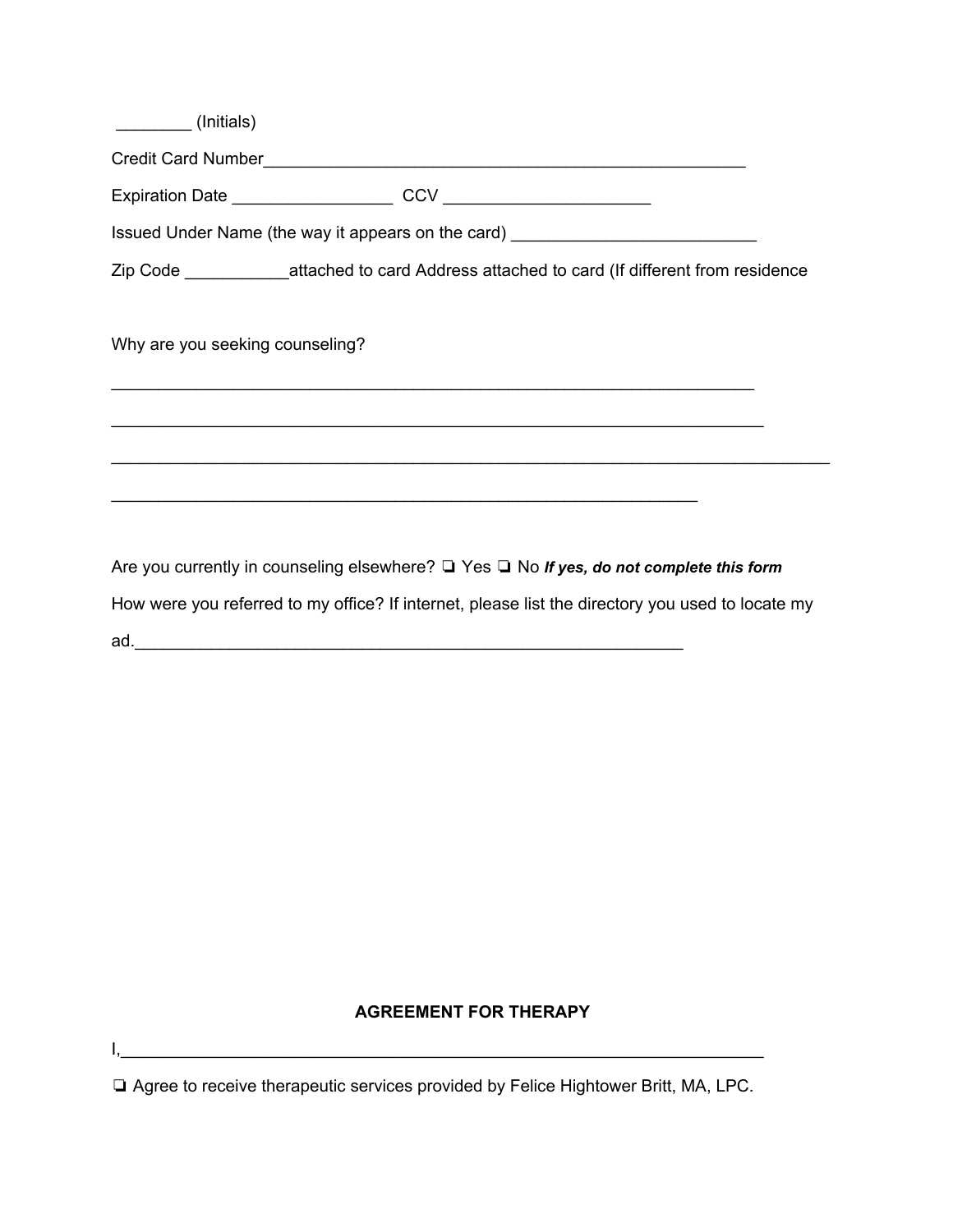________ (Initials)

Credit Card Number_____________________________________________________

Expiration Date _________________ CCV ______________________

Issued Under Name (the way it appears on the card) __________________________

Zip Code ___________attached to card Address attached to card (If different from residence

Why are you seeking counseling?

_______________________________________________________________________

_______________________________________________________________________

_______________________________________________________________________

________________________________________________________________

Are you currently in counseling elsewhere? ❏ Yes ❏ No ***If yes, do not complete this form***

How were you referred to my office? If internet, please list the directory you used to locate my ad.____________________________________________________________

**AGREEMENT FOR THERAPY**

I,_______________________________________________________________________

❏ Agree to receive therapeutic services provided by Felice Hightower Britt, MA, LPC.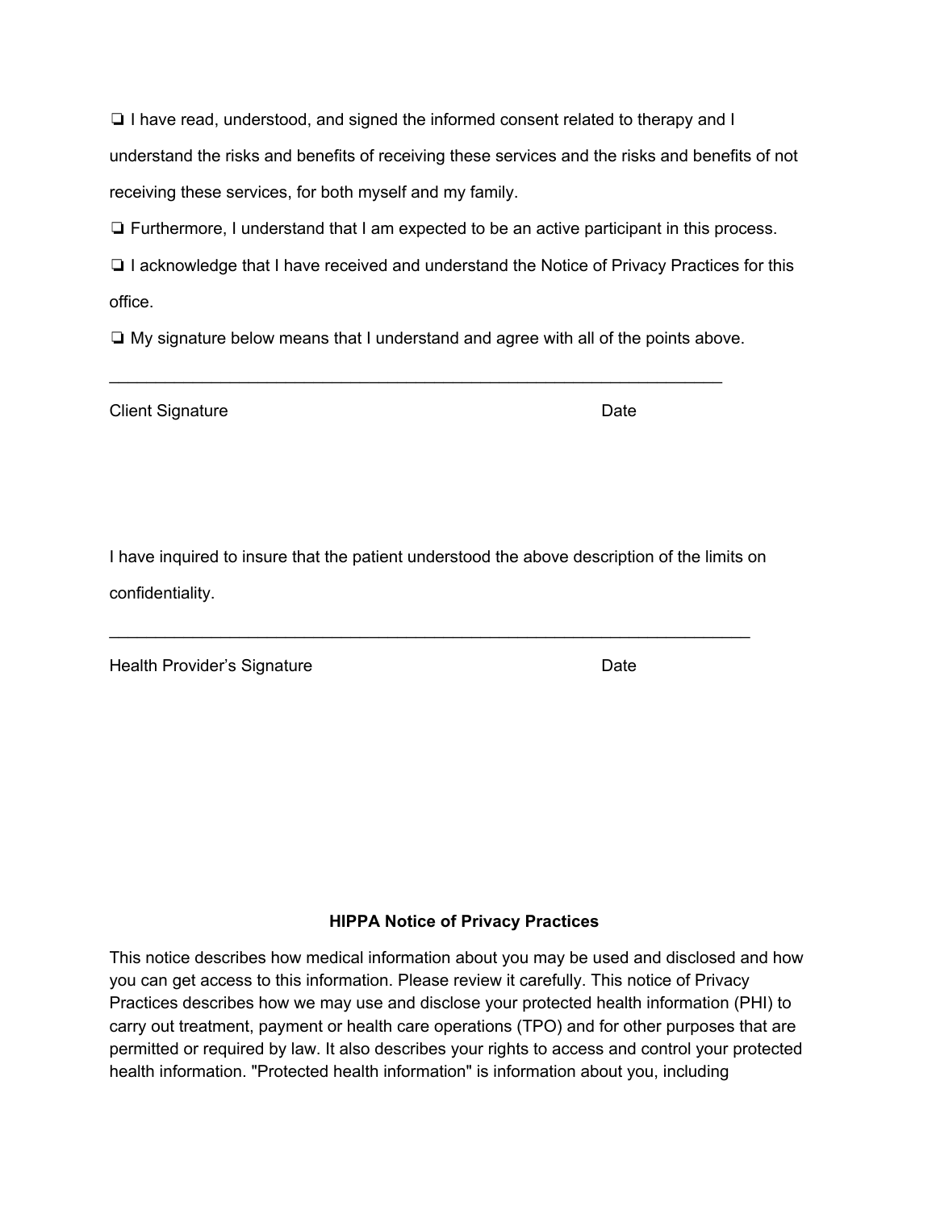❏ I have read, understood, and signed the informed consent related to therapy and I understand the risks and benefits of receiving these services and the risks and benefits of not receiving these services, for both myself and my family.

❏ Furthermore, I understand that I am expected to be an active participant in this process.

❏ I acknowledge that I have received and understand the Notice of Privacy Practices for this office.

❏ My signature below means that I understand and agree with all of the points above.

_______________________________________________________________________

Client Signature                                                                                   Date

I have inquired to insure that the patient understood the above description of the limits on confidentiality.

_______________________________________________________________________

Health Provider's Signature                                                                    Date

**HIPPA Notice of Privacy Practices**

This notice describes how medical information about you may be used and disclosed and how you can get access to this information. Please review it carefully. This notice of Privacy Practices describes how we may use and disclose your protected health information (PHI) to carry out treatment, payment or health care operations (TPO) and for other purposes that are permitted or required by law. It also describes your rights to access and control your protected health information. "Protected health information" is information about you, including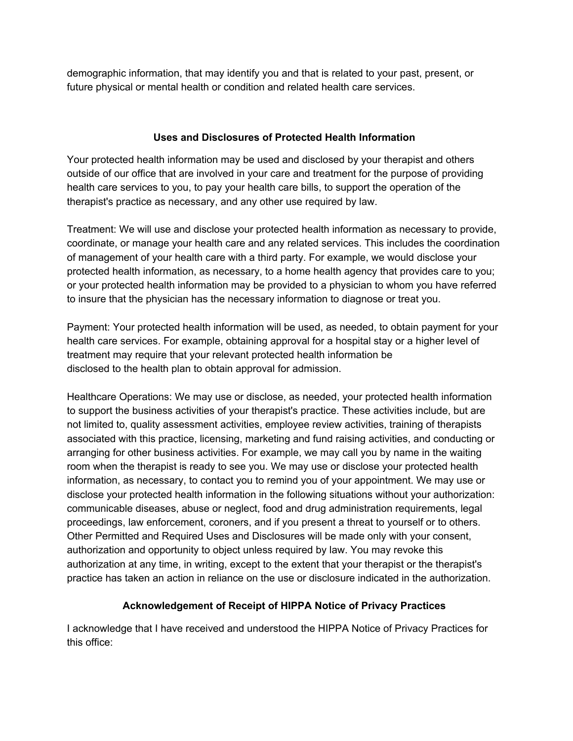demographic information, that may identify you and that is related to your past, present, or future physical or mental health or condition and related health care services.

### Uses and Disclosures of Protected Health Information

Your protected health information may be used and disclosed by your therapist and others outside of our office that are involved in your care and treatment for the purpose of providing health care services to you, to pay your health care bills, to support the operation of the therapist's practice as necessary, and any other use required by law.

Treatment: We will use and disclose your protected health information as necessary to provide, coordinate, or manage your health care and any related services. This includes the coordination of management of your health care with a third party. For example, we would disclose your protected health information, as necessary, to a home health agency that provides care to you; or your protected health information may be provided to a physician to whom you have referred to insure that the physician has the necessary information to diagnose or treat you.

Payment: Your protected health information will be used, as needed, to obtain payment for your health care services. For example, obtaining approval for a hospital stay or a higher level of treatment may require that your relevant protected health information be disclosed to the health plan to obtain approval for admission.

Healthcare Operations: We may use or disclose, as needed, your protected health information to support the business activities of your therapist's practice. These activities include, but are not limited to, quality assessment activities, employee review activities, training of therapists associated with this practice, licensing, marketing and fund raising activities, and conducting or arranging for other business activities. For example, we may call you by name in the waiting room when the therapist is ready to see you. We may use or disclose your protected health information, as necessary, to contact you to remind you of your appointment. We may use or disclose your protected health information in the following situations without your authorization: communicable diseases, abuse or neglect, food and drug administration requirements, legal proceedings, law enforcement, coroners, and if you present a threat to yourself or to others. Other Permitted and Required Uses and Disclosures will be made only with your consent, authorization and opportunity to object unless required by law. You may revoke this authorization at any time, in writing, except to the extent that your therapist or the therapist's practice has taken an action in reliance on the use or disclosure indicated in the authorization.

### Acknowledgement of Receipt of HIPPA Notice of Privacy Practices

I acknowledge that I have received and understood the HIPPA Notice of Privacy Practices for this office: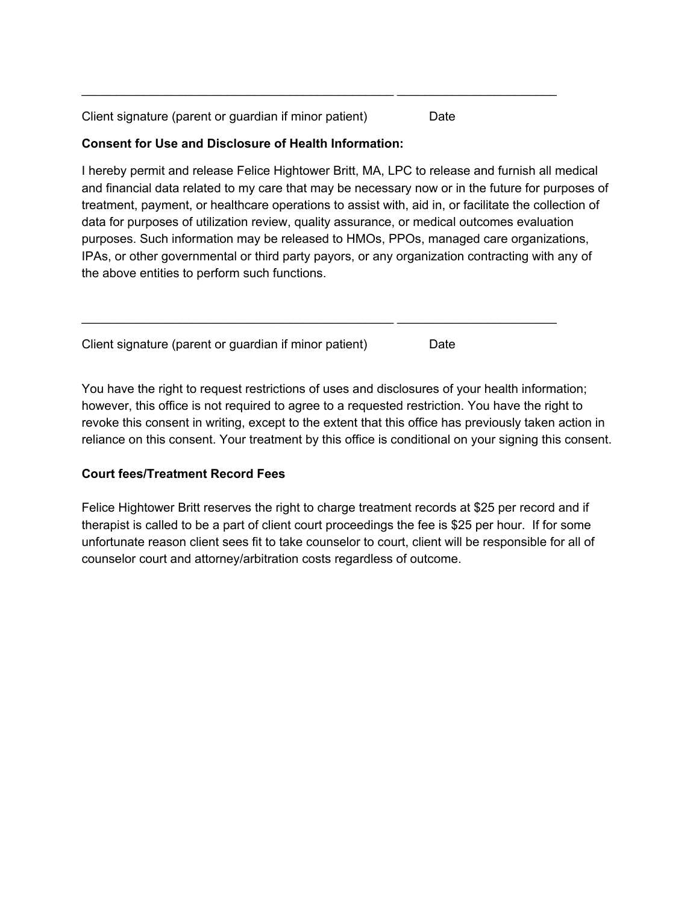\_\_\_\_\_\_\_\_\_\_\_\_\_\_\_\_\_\_\_\_\_\_\_\_\_\_\_\_\_\_\_\_\_\_\_\_\_\_\_\_\_\_\_\_ \_\_\_\_\_\_\_\_\_\_\_\_\_\_\_\_\_\_\_\_\_\_\_

Client signature (parent or guardian if minor patient)  Date

**Consent for Use and Disclosure of Health Information:**

I hereby permit and release Felice Hightower Britt, MA, LPC to release and furnish all medical and financial data related to my care that may be necessary now or in the future for purposes of treatment, payment, or healthcare operations to assist with, aid in, or facilitate the collection of data for purposes of utilization review, quality assurance, or medical outcomes evaluation purposes. Such information may be released to HMOs, PPOs, managed care organizations, IPAs, or other governmental or third party payors, or any organization contracting with any of the above entities to perform such functions.

\_\_\_\_\_\_\_\_\_\_\_\_\_\_\_\_\_\_\_\_\_\_\_\_\_\_\_\_\_\_\_\_\_\_\_\_\_\_\_\_\_\_\_\_ \_\_\_\_\_\_\_\_\_\_\_\_\_\_\_\_\_\_\_\_\_\_\_

Client signature (parent or guardian if minor patient)  Date

You have the right to request restrictions of uses and disclosures of your health information; however, this office is not required to agree to a requested restriction. You have the right to revoke this consent in writing, except to the extent that this office has previously taken action in reliance on this consent. Your treatment by this office is conditional on your signing this consent.

**Court fees/Treatment Record Fees**

Felice Hightower Britt reserves the right to charge treatment records at $25 per record and if therapist is called to be a part of client court proceedings the fee is $25 per hour. If for some unfortunate reason client sees fit to take counselor to court, client will be responsible for all of counselor court and attorney/arbitration costs regardless of outcome.